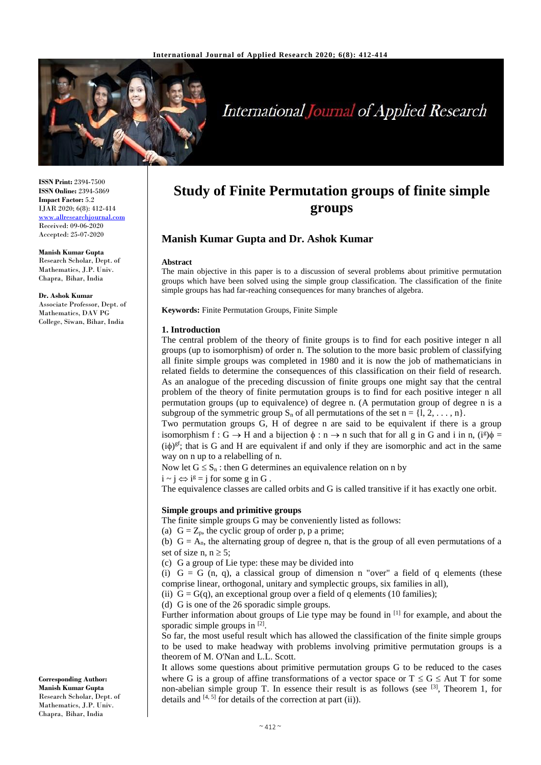# Study of Finite Permutation groups of finite simple groups

## Manish Kumar Gupta and Dr. Ashok Kumar

**ISSN Print:** 2394-7500
**ISSN Online:** 2394-5869
**Impact Factor:** 5.2
IJAR 2020; 6(8): 412-414
www.allresearchjournal.com
Received: 09-06-2020
Accepted: 25-07-2020

**Manish Kumar Gupta**
Research Scholar, Dept. of Mathematics, J.P. Univ. Chapra, Bihar, India

**Dr. Ashok Kumar**
Associate Professor, Dept. of Mathematics, DAV PG College, Siwan, Bihar, India

**Corresponding Author:**
**Manish Kumar Gupta**
Research Scholar, Dept. of Mathematics, J.P. Univ. Chapra, Bihar, India

**Abstract**

The main objective in this paper is to a discussion of several problems about primitive permutation groups which have been solved using the simple group classification. The classification of the finite simple groups has had far-reaching consequences for many branches of algebra.

**Keywords:** Finite Permutation Groups, Finite Simple

### 1. Introduction

The central problem of the theory of finite groups is to find for each positive integer n all groups (up to isomorphism) of order n. The solution to the more basic problem of classifying all finite simple groups was completed in 1980 and it is now the job of mathematicians in related fields to determine the consequences of this classification on their field of research. As an analogue of the preceding discussion of finite groups one might say that the central problem of the theory of finite permutation groups is to find for each positive integer n all permutation groups (up to equivalence) of degree n. (A permutation group of degree n is a subgroup of the symmetric group $S_n$ of all permutations of the set $n = \{l, 2, \ldots, n\}$.

Two permutation groups G, H of degree n are said to be equivalent if there is a group isomorphism $f : G \to H$ and a bijection $\phi : n \to n$ such that for all g in G and i in n, $(i^g)\phi = (i\phi)^{gf}$; that is G and H are equivalent if and only if they are isomorphic and act in the same way on n up to a relabelling of n.

Now let $G \leq S_n$ : then G determines an equivalence relation on n by

$i \sim j \Leftrightarrow i^g = j$ for some g in G .

The equivalence classes are called orbits and G is called transitive if it has exactly one orbit.

### Simple groups and primitive groups

The finite simple groups G may be conveniently listed as follows:

(a) $G = Z_p$, the cyclic group of order p, p a prime;

(b) $G = A_n$, the alternating group of degree n, that is the group of all even permutations of a set of size n, $n \geq 5$;

(c) G a group of Lie type: these may be divided into

(i) $G = G(n, q)$, a classical group of dimension n "over" a field of q elements (these comprise linear, orthogonal, unitary and symplectic groups, six families in all),

(ii) $G = G(q)$, an exceptional group over a field of q elements (10 families);

(d) G is one of the 26 sporadic simple groups.

Further information about groups of Lie type may be found in [1] for example, and about the sporadic simple groups in [2].

So far, the most useful result which has allowed the classification of the finite simple groups to be used to make headway with problems involving primitive permutation groups is a theorem of M. O'Nan and L.L. Scott.

It allows some questions about primitive permutation groups G to be reduced to the cases where G is a group of affine transformations of a vector space or $T \leq G \leq \text{Aut } T$ for some non-abelian simple group T. In essence their result is as follows (see [3], Theorem 1, for details and [4, 5] for details of the correction at part (ii)).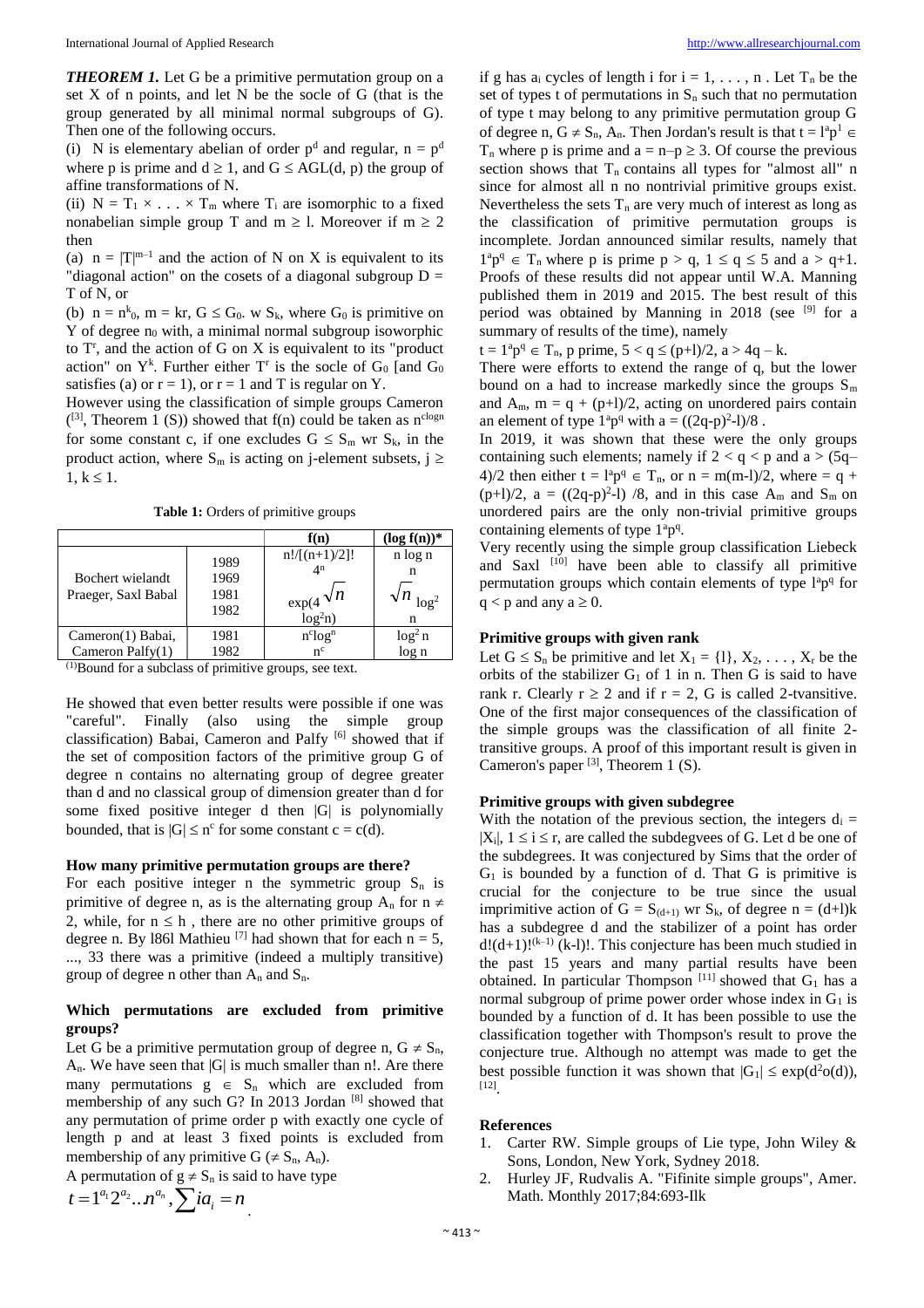***THEOREM 1.*** Let G be a primitive permutation group on a set X of n points, and let N be the socle of G (that is the group generated by all minimal normal subgroups of G). Then one of the following occurs.

(i) N is elementary abelian of order $p^d$ and regular, $n = p^d$ where p is prime and $d \geq 1$, and $G \leq AGL(d, p)$ the group of affine transformations of N.

(ii) $N = T_1 \times \ldots \times T_m$ where $T_i$ are isomorphic to a fixed nonabelian simple group T and $m \geq l$. Moreover if $m \geq 2$ then

(a) $n = |T|^{m-1}$ and the action of N on X is equivalent to its "diagonal action" on the cosets of a diagonal subgroup D = T of N, or

(b) $n = n^k_0$, $m = kr$, $G \leq G_0$. w $S_k$, where $G_0$ is primitive on Y of degree $n_0$ with, a minimal normal subgroup isoworphic to $T^r$, and the action of G on X is equivalent to its "product action" on $Y^k$. Further either $T^r$ is the socle of $G_0$ [and $G_0$ satisfies (a) or $r = 1$), or $r = 1$ and T is regular on Y.

However using the classification of simple groups Cameron ([3], Theorem 1 (S)) showed that f(n) could be taken as $n^{c\log n}$ for some constant c, if one excludes $G \leq S_m$ wr $S_k$, in the product action, where $S_m$ is acting on j-element subsets, $j \geq 1$, $k \leq 1$.

**Table 1:** Orders of primitive groups

| | | f(n) | (log f(n))* |
|---|---|---|---|
| Bochert wielandt<br>Praeger, Saxl Babal | 1989<br>1969<br>1981<br>1982 | $n!/[(n+1)/2]!$<br>$4^n$<br>$\exp(4\sqrt{n}\log^2 n)$ | n log n<br>n<br>$\sqrt{n}\log^2 n$ |
| Cameron(1) Babai,<br>Cameron Palfy(1) | 1981<br>1982 | $n^c\log^n$<br>$n^c$ | $\log^2 n$<br>log n |

(1)Bound for a subclass of primitive groups, see text.

He showed that even better results were possible if one was "careful". Finally (also using the simple group classification) Babai, Cameron and Palfy [6] showed that if the set of composition factors of the primitive group G of degree n contains no alternating group of degree greater than d and no classical group of dimension greater than d for some fixed positive integer d then |G| is polynomially bounded, that is $|G| \leq n^c$ for some constant $c = c(d)$.

### How many primitive permutation groups are there?

For each positive integer n the symmetric group $S_n$ is primitive of degree n, as is the alternating group $A_n$ for $n \neq 2$, while, for $n \leq h$ , there are no other primitive groups of degree n. By l86l Mathieu [7] had shown that for each n = 5, ..., 33 there was a primitive (indeed a multiply transitive) group of degree n other than $A_n$ and $S_n$.

### Which permutations are excluded from primitive groups?

Let G be a primitive permutation group of degree n, $G \neq S_n$, $A_n$. We have seen that |G| is much smaller than n!. Are there many permutations $g \in S_n$ which are excluded from membership of any such G? In 2013 Jordan [8] showed that any permutation of prime order p with exactly one cycle of length p and at least 3 fixed points is excluded from membership of any primitive G ($\neq S_n$, $A_n$).

A permutation of $g \neq S_n$ is said to have type

$$t = 1^{a_1} 2^{a_2} .. n^{a_n}, \sum ia_i = n$$

if g has $a_i$ cycles of length i for i = 1, . . . , n . Let $T_n$ be the set of types t of permutations in $S_n$ such that no permutation of type t may belong to any primitive permutation group G of degree n, $G \neq S_n$, $A_n$. Then Jordan's result is that $t = l^a p^1 \in T_n$ where p is prime and $a = n-p \geq 3$. Of course the previous section shows that $T_n$ contains all types for "almost all" n since for almost all n no nontrivial primitive groups exist. Nevertheless the sets $T_n$ are very much of interest as long as the classification of primitive permutation groups is incomplete. Jordan announced similar results, namely that $1^a p^q \in T_n$ where p is prime $p > q$, $1 \leq q \leq 5$ and $a > q+1$. Proofs of these results did not appear until W.A. Manning published them in 2019 and 2015. The best result of this period was obtained by Manning in 2018 (see [9] for a summary of results of the time), namely

$t = 1^a p^q \in T_n$, p prime, $5 < q \leq (p+l)/2$, $a > 4q - k$.

There were efforts to extend the range of q, but the lower bound on a had to increase markedly since the groups $S_m$ and $A_m$, $m = q + (p+l)/2$, acting on unordered pairs contain an element of type $1^a p^q$ with $a = ((2q-p)^2-l)/8$ .

In 2019, it was shown that these were the only groups containing such elements; namely if $2 < q < p$ and $a > (5q-4)/2$ then either $t = l^a p^q \in T_n$, or $n = m(m-l)/2$, where $= q + (p+l)/2$, $a = ((2q-p)^2-l) /8$, and in this case $A_m$ and $S_m$ on unordered pairs are the only non-trivial primitive groups containing elements of type $1^a p^q$.

Very recently using the simple group classification Liebeck and Saxl [10] have been able to classify all primitive permutation groups which contain elements of type $l^a p^q$ for $q < p$ and any $a \geq 0$.

### Primitive groups with given rank

Let $G \leq S_n$ be primitive and let $X_1 = \{l\}$, $X_2$, . . . , $X_r$ be the orbits of the stabilizer $G_1$ of 1 in n. Then G is said to have rank r. Clearly $r \geq 2$ and if $r = 2$, G is called 2-tvansitive. One of the first major consequences of the classification of the simple groups was the classification of all finite 2-transitive groups. A proof of this important result is given in Cameron's paper [3], Theorem 1 (S).

### Primitive groups with given subdegree

With the notation of the previous section, the integers $d_i = |X_i|$, $1 \leq i \leq r$, are called the subdegrees of G. Let d be one of the subdegrees. It was conjectured by Sims that the order of $G_1$ is bounded by a function of d. That G is primitive is crucial for the conjecture to be true since the usual imprimitive action of $G = S_{(d+1)}$ wr $S_k$, of degree $n = (d+l)k$ has a subdegree d and the stabilizer of a point has order $d!(d+1)!^{(k-1)}$ (k-l)!. This conjecture has been much studied in the past 15 years and many partial results have been obtained. In particular Thompson [11] showed that $G_1$ has a normal subgroup of prime power order whose index in $G_1$ is bounded by a function of d. It has been possible to use the classification together with Thompson's result to prove the conjecture true. Although no attempt was made to get the best possible function it was shown that $|G_1| \leq \exp(d^2 o(d))$, [12].

## References

1. Carter RW. Simple groups of Lie type, John Wiley & Sons, London, New York, Sydney 2018.
2. Hurley JF, Rudvalis A. "Fifinite simple groups", Amer. Math. Monthly 2017;84:693-Ilk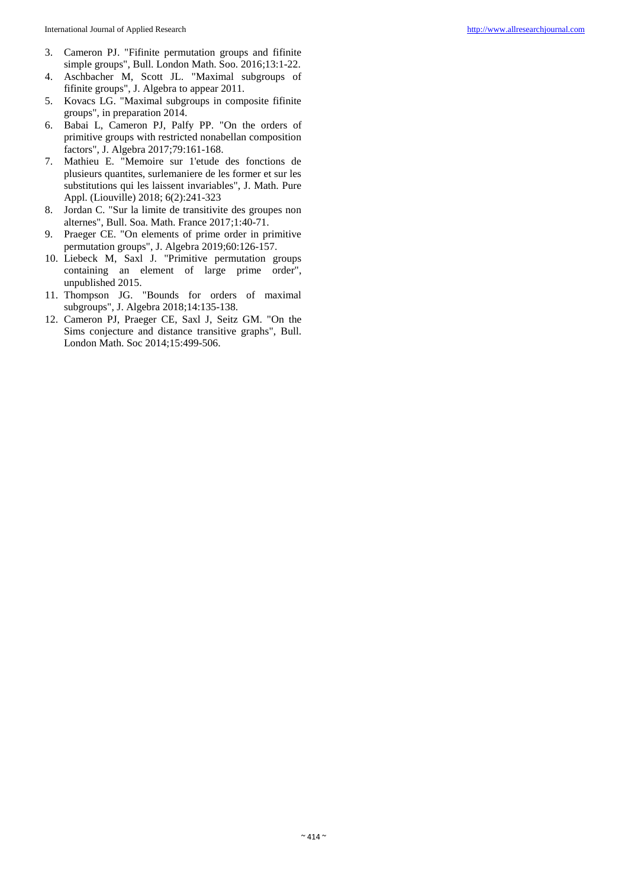3. Cameron PJ. "Fifinite permutation groups and fifinite simple groups", Bull. London Math. Soo. 2016;13:1-22.
4. Aschbacher M, Scott JL. "Maximal subgroups of fifinite groups", J. Algebra to appear 2011.
5. Kovacs LG. "Maximal subgroups in composite fifinite groups", in preparation 2014.
6. Babai L, Cameron PJ, Palfy PP. "On the orders of primitive groups with restricted nonabellan composition factors", J. Algebra 2017;79:161-168.
7. Mathieu E. "Memoire sur 1'etude des fonctions de plusieurs quantites, surlemaniere de les former et sur les substitutions qui les laissent invariables", J. Math. Pure Appl. (Liouville) 2018; 6(2):241-323
8. Jordan C. "Sur la limite de transitivite des groupes non alternes", Bull. Soa. Math. France 2017;1:40-71.
9. Praeger CE. "On elements of prime order in primitive permutation groups", J. Algebra 2019;60:126-157.
10. Liebeck M, Saxl J. "Primitive permutation groups containing an element of large prime order", unpublished 2015.
11. Thompson JG. "Bounds for orders of maximal subgroups", J. Algebra 2018;14:135-138.
12. Cameron PJ, Praeger CE, Saxl J, Seitz GM. "On the Sims conjecture and distance transitive graphs", Bull. London Math. Soc 2014;15:499-506.